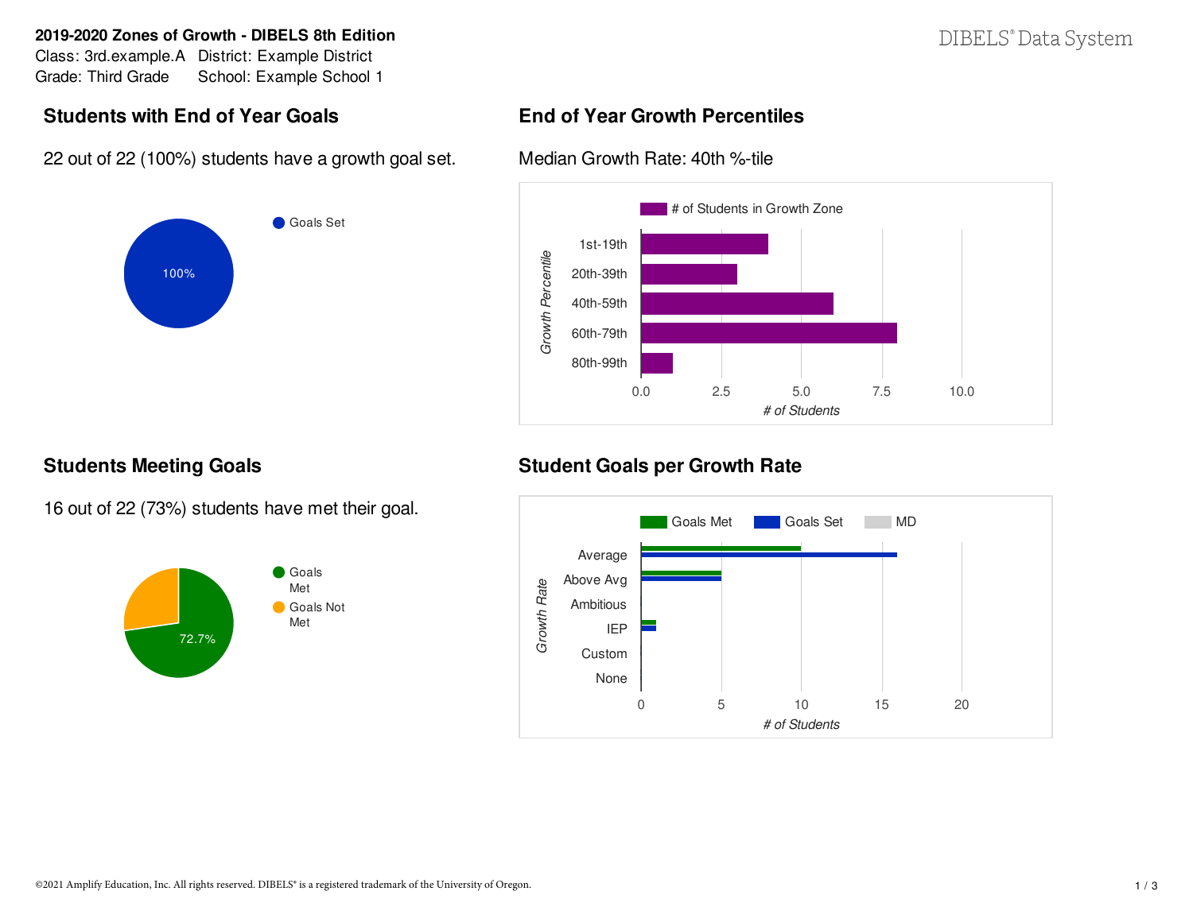**2019-2020 Zones of Growth - DIBELS 8th Edition**
Class: 3rd.example.A District: Example District
Grade: Third Grade School: Example School 1

DIBELS® Data System

## Students with End of Year Goals

22 out of 22 (100%) students have a growth goal set.

- Goals Set: 100%

## End of Year Growth Percentiles

Median Growth Rate: 40th %-tile

| Growth Percentile | # of Students in Growth Zone |
|---|---|
| 1st-19th | 4 |
| 20th-39th | 3 |
| 40th-59th | 6 |
| 60th-79th | 8 |
| 80th-99th | 1 |

## Students Meeting Goals

16 out of 22 (73%) students have met their goal.

- Goals Met: 72.7%
- Goals Not Met

## Student Goals per Growth Rate

| Growth Rate | Goals Met | Goals Set | MD |
|---|---|---|---|
| Average | 10 | 16 | |
| Above Avg | 5 | 5 | |
| Ambitious | | | |
| IEP | 1 | 1 | |
| Custom | | | |
| None | | | |

©2021 Amplify Education, Inc. All rights reserved. DIBELS® is a registered trademark of the University of Oregon.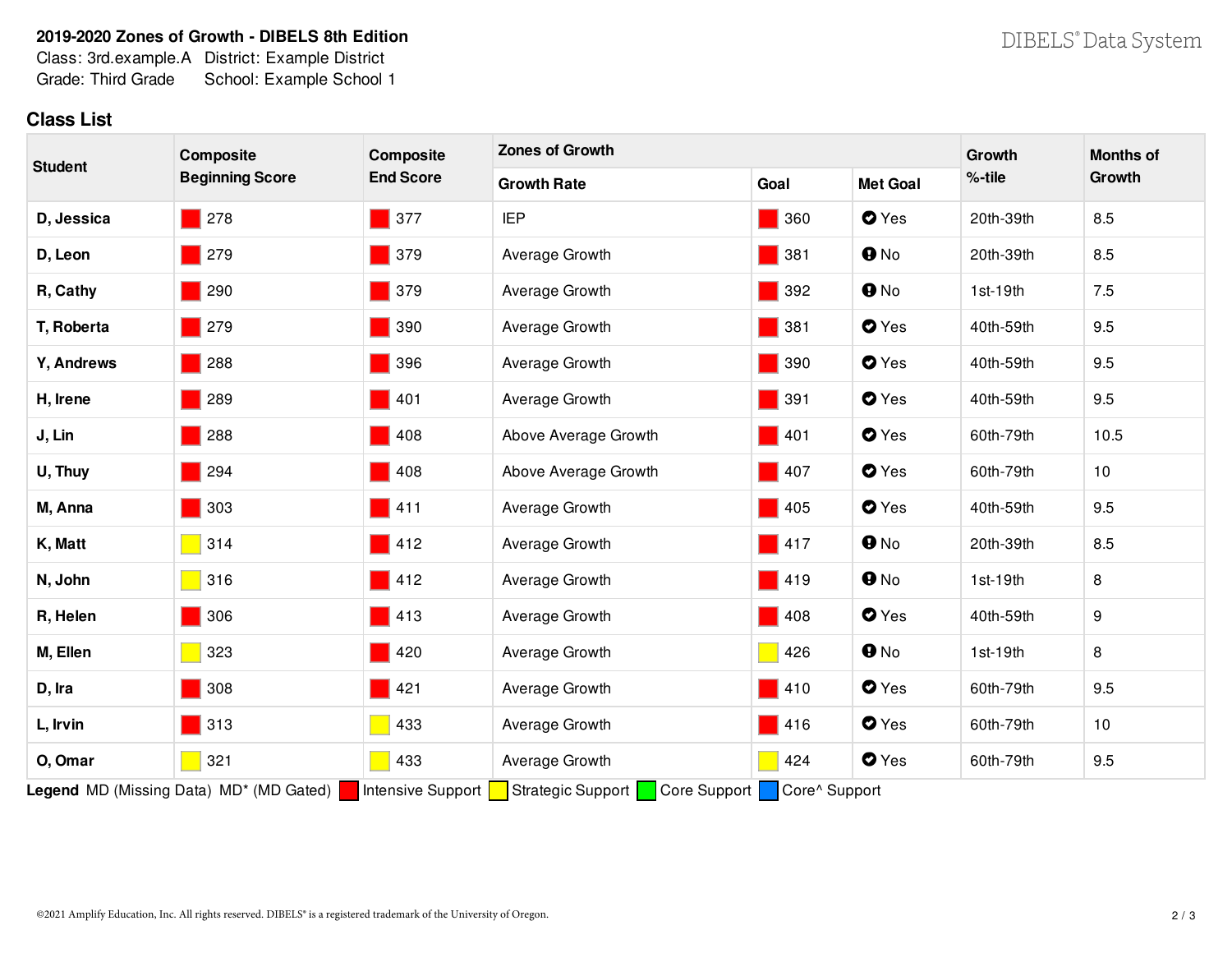**2019-2020 Zones of Growth - DIBELS 8th Edition**
Class: 3rd.example.A  District: Example District
Grade: Third Grade  School: Example School 1

## Class List

| Student | Composite Beginning Score | Composite End Score | Zones of Growth | | | Growth %-tile | Months of Growth |
|---|---|---|---|---|---|---|---|
| | | | Growth Rate | Goal | Met Goal | | |
| **D, Jessica** | 278 (Intensive) | 377 (Intensive) | IEP | 360 (Intensive) | Yes | 20th-39th | 8.5 |
| **D, Leon** | 279 (Intensive) | 379 (Intensive) | Average Growth | 381 (Intensive) | No | 20th-39th | 8.5 |
| **R, Cathy** | 290 (Intensive) | 379 (Intensive) | Average Growth | 392 (Intensive) | No | 1st-19th | 7.5 |
| **T, Roberta** | 279 (Intensive) | 390 (Intensive) | Average Growth | 381 (Intensive) | Yes | 40th-59th | 9.5 |
| **Y, Andrews** | 288 (Intensive) | 396 (Intensive) | Average Growth | 390 (Intensive) | Yes | 40th-59th | 9.5 |
| **H, Irene** | 289 (Intensive) | 401 (Intensive) | Average Growth | 391 (Intensive) | Yes | 40th-59th | 9.5 |
| **J, Lin** | 288 (Intensive) | 408 (Intensive) | Above Average Growth | 401 (Intensive) | Yes | 60th-79th | 10.5 |
| **U, Thuy** | 294 (Intensive) | 408 (Intensive) | Above Average Growth | 407 (Intensive) | Yes | 60th-79th | 10 |
| **M, Anna** | 303 (Intensive) | 411 (Intensive) | Average Growth | 405 (Intensive) | Yes | 40th-59th | 9.5 |
| **K, Matt** | 314 (Strategic) | 412 (Intensive) | Average Growth | 417 (Intensive) | No | 20th-39th | 8.5 |
| **N, John** | 316 (Strategic) | 412 (Intensive) | Average Growth | 419 (Intensive) | No | 1st-19th | 8 |
| **R, Helen** | 306 (Intensive) | 413 (Intensive) | Average Growth | 408 (Intensive) | Yes | 40th-59th | 9 |
| **M, Ellen** | 323 (Strategic) | 420 (Intensive) | Average Growth | 426 (Strategic) | No | 1st-19th | 8 |
| **D, Ira** | 308 (Intensive) | 421 (Intensive) | Average Growth | 410 (Intensive) | Yes | 60th-79th | 9.5 |
| **L, Irvin** | 313 (Intensive) | 433 (Strategic) | Average Growth | 416 (Intensive) | Yes | 60th-79th | 10 |
| **O, Omar** | 321 (Strategic) | 433 (Strategic) | Average Growth | 424 (Strategic) | Yes | 60th-79th | 9.5 |

**Legend** MD (Missing Data) MD* (MD Gated) Intensive Support Strategic Support Core Support Core^ Support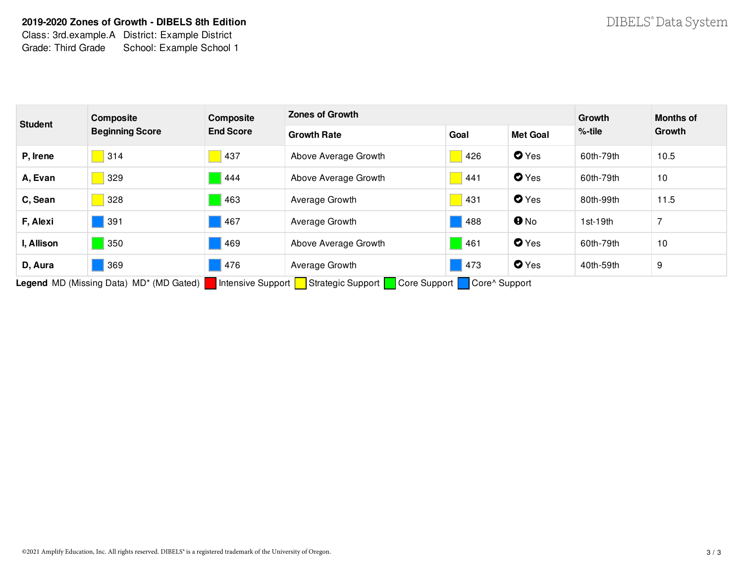**2019-2020 Zones of Growth - DIBELS 8th Edition**
Class: 3rd.example.A District: Example District
Grade: Third Grade School: Example School 1

| Student | Composite Beginning Score | Composite End Score | Zones of Growth | | | Growth %-tile | Months of Growth |
|---|---|---|---|---|---|---|---|
| | | | Growth Rate | Goal | Met Goal | | |
| **P, Irene** | 314 | 437 | Above Average Growth | 426 | Yes | 60th-79th | 10.5 |
| **A, Evan** | 329 | 444 | Above Average Growth | 441 | Yes | 60th-79th | 10 |
| **C, Sean** | 328 | 463 | Average Growth | 431 | Yes | 80th-99th | 11.5 |
| **F, Alexi** | 391 | 467 | Average Growth | 488 | No | 1st-19th | 7 |
| **I, Allison** | 350 | 469 | Above Average Growth | 461 | Yes | 60th-79th | 10 |
| **D, Aura** | 369 | 476 | Average Growth | 473 | Yes | 40th-59th | 9 |

**Legend** MD (Missing Data) MD* (MD Gated) Intensive Support Strategic Support Core Support Core^ Support

©2021 Amplify Education, Inc. All rights reserved. DIBELS® is a registered trademark of the University of Oregon.